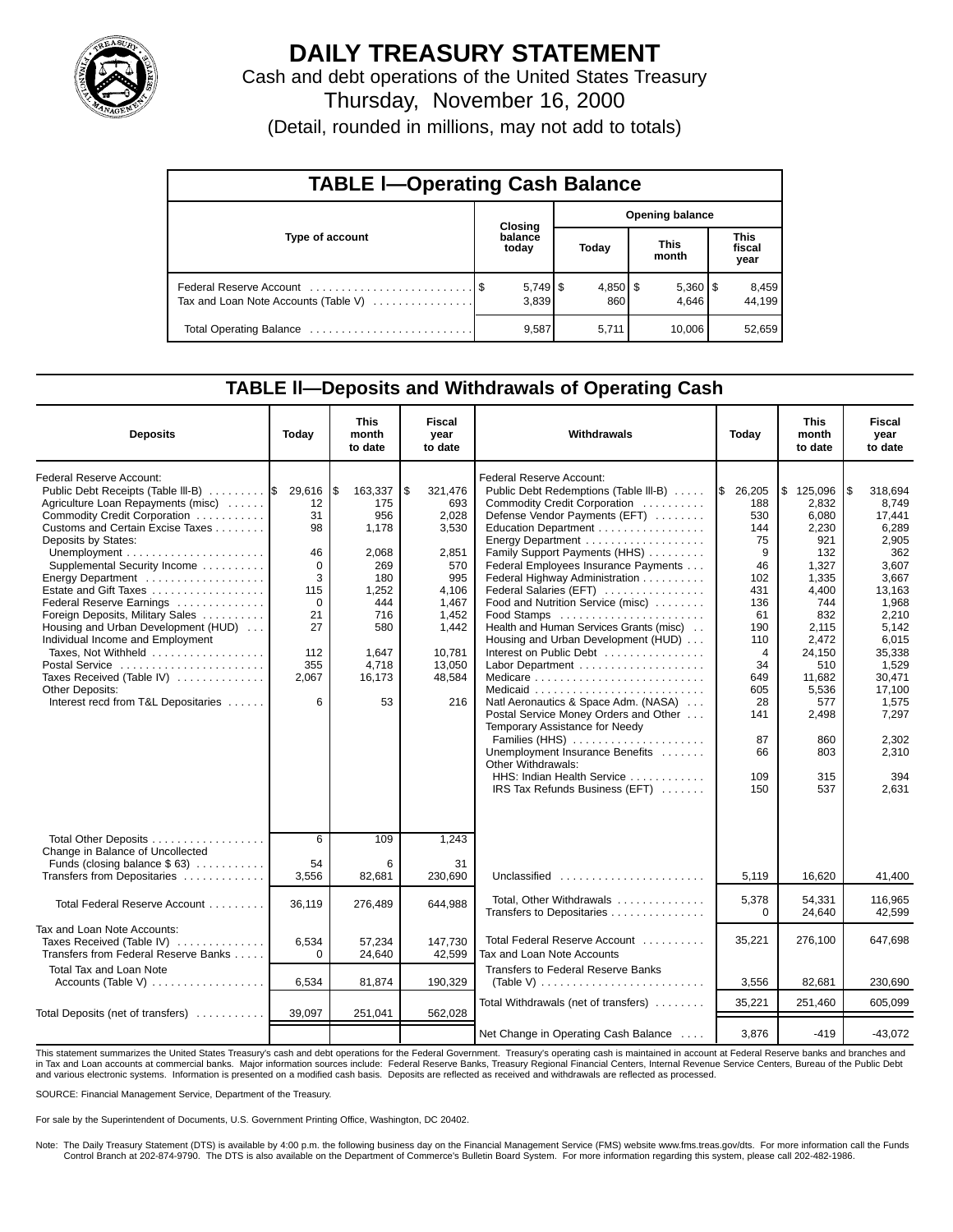# DAILY TREASURY STATEMENT

Cash and debt operations of the United States Treasury

Thursday, November 16, 2000

(Detail, rounded in millions, may not add to totals)

## TABLE I—Operating Cash Balance

| Type of account | Closing balance today | Opening balance Today | Opening balance This month | Opening balance This fiscal year |
|---|---|---|---|---|
| Federal Reserve Account | $ 5,749 | $ 4,850 | $ 5,360 | $ 8,459 |
| Tax and Loan Note Accounts (Table V) | 3,839 | 860 | 4,646 | 44,199 |
| Total Operating Balance | 9,587 | 5,711 | 10,006 | 52,659 |

## TABLE II—Deposits and Withdrawals of Operating Cash

| Deposits | Today | This month to date | Fiscal year to date |
|---|---|---|---|
| Federal Reserve Account: | | | |
| Public Debt Receipts (Table III-B) | $ 29,616 | $ 163,337 | $ 321,476 |
| Agriculture Loan Repayments (misc) | 12 | 175 | 693 |
| Commodity Credit Corporation | 31 | 956 | 2,028 |
| Customs and Certain Excise Taxes | 98 | 1,178 | 3,530 |
| Deposits by States: | | | |
| Unemployment | 46 | 2,068 | 2,851 |
| Supplemental Security Income | 0 | 269 | 570 |
| Energy Department | 3 | 180 | 995 |
| Estate and Gift Taxes | 115 | 1,252 | 4,106 |
| Federal Reserve Earnings | 0 | 444 | 1,467 |
| Foreign Deposits, Military Sales | 21 | 716 | 1,452 |
| Housing and Urban Development (HUD) | 27 | 580 | 1,442 |
| Individual Income and Employment Taxes, Not Withheld | 112 | 1,647 | 10,781 |
| Postal Service | 355 | 4,718 | 13,050 |
| Taxes Received (Table IV) | 2,067 | 16,173 | 48,584 |
| Other Deposits: | | | |
| Interest recd from T&L Depositaries | 6 | 53 | 216 |
| Total Other Deposits | 6 | 109 | 1,243 |
| Change in Balance of Uncollected Funds (closing balance $ 63) | 54 | 6 | 31 |
| Transfers from Depositaries | 3,556 | 82,681 | 230,690 |
| Total Federal Reserve Account | 36,119 | 276,489 | 644,988 |
| Tax and Loan Note Accounts: | | | |
| Taxes Received (Table IV) | 6,534 | 57,234 | 147,730 |
| Transfers from Federal Reserve Banks | 0 | 24,640 | 42,599 |
| Total Tax and Loan Note Accounts (Table V) | 6,534 | 81,874 | 190,329 |
| Total Deposits (net of transfers) | 39,097 | 251,041 | 562,028 |

| Withdrawals | Today | This month to date | Fiscal year to date |
|---|---|---|---|
| Federal Reserve Account: | | | |
| Public Debt Redemptions (Table III-B) | $ 26,205 | $ 125,096 | $ 318,694 |
| Commodity Credit Corporation | 188 | 2,832 | 8,749 |
| Defense Vendor Payments (EFT) | 530 | 6,080 | 17,441 |
| Education Department | 144 | 2,230 | 6,289 |
| Energy Department | 75 | 921 | 2,905 |
| Family Support Payments (HHS) | 9 | 132 | 362 |
| Federal Employees Insurance Payments | 46 | 1,327 | 3,607 |
| Federal Highway Administration | 102 | 1,335 | 3,667 |
| Federal Salaries (EFT) | 431 | 4,400 | 13,163 |
| Food and Nutrition Service (misc) | 136 | 744 | 1,968 |
| Food Stamps | 61 | 832 | 2,210 |
| Health and Human Services Grants (misc) | 190 | 2,115 | 5,142 |
| Housing and Urban Development (HUD) | 110 | 2,472 | 6,015 |
| Interest on Public Debt | 4 | 24,150 | 35,338 |
| Labor Department | 34 | 510 | 1,529 |
| Medicare | 649 | 11,682 | 30,471 |
| Medicaid | 605 | 5,536 | 17,100 |
| Natl Aeronautics & Space Adm. (NASA) | 28 | 577 | 1,575 |
| Postal Service Money Orders and Other | 141 | 2,498 | 7,297 |
| Temporary Assistance for Needy Families (HHS) | 87 | 860 | 2,302 |
| Unemployment Insurance Benefits | 66 | 803 | 2,310 |
| Other Withdrawals: | | | |
| HHS: Indian Health Service | 109 | 315 | 394 |
| IRS Tax Refunds Business (EFT) | 150 | 537 | 2,631 |
| Unclassified | 5,119 | 16,620 | 41,400 |
| Total, Other Withdrawals | 5,378 | 54,331 | 116,965 |
| Transfers to Depositaries | 0 | 24,640 | 42,599 |
| Total Federal Reserve Account | 35,221 | 276,100 | 647,698 |
| Tax and Loan Note Accounts | | | |
| Transfers to Federal Reserve Banks (Table V) | 3,556 | 82,681 | 230,690 |
| Total Withdrawals (net of transfers) | 35,221 | 251,460 | 605,099 |
| Net Change in Operating Cash Balance | 3,876 | -419 | -43,072 |

This statement summarizes the United States Treasury's cash and debt operations for the Federal Government. Treasury's operating cash is maintained in account at Federal Reserve banks and branches and in Tax and Loan accounts at commercial banks. Major information sources include: Federal Reserve Banks, Treasury Regional Financial Centers, Internal Revenue Service Centers, Bureau of the Public Debt and various electronic systems. Information is presented on a modified cash basis. Deposits are reflected as received and withdrawals are reflected as processed.

SOURCE: Financial Management Service, Department of the Treasury.

For sale by the Superintendent of Documents, U.S. Government Printing Office, Washington, DC 20402.

Note: The Daily Treasury Statement (DTS) is available by 4:00 p.m. the following business day on the Financial Management Service (FMS) website www.fms.treas.gov/dts. For more information call the Funds Control Branch at 202-874-9790. The DTS is also available on the Department of Commerce's Bulletin Board System. For more information regarding this system, please call 202-482-1986.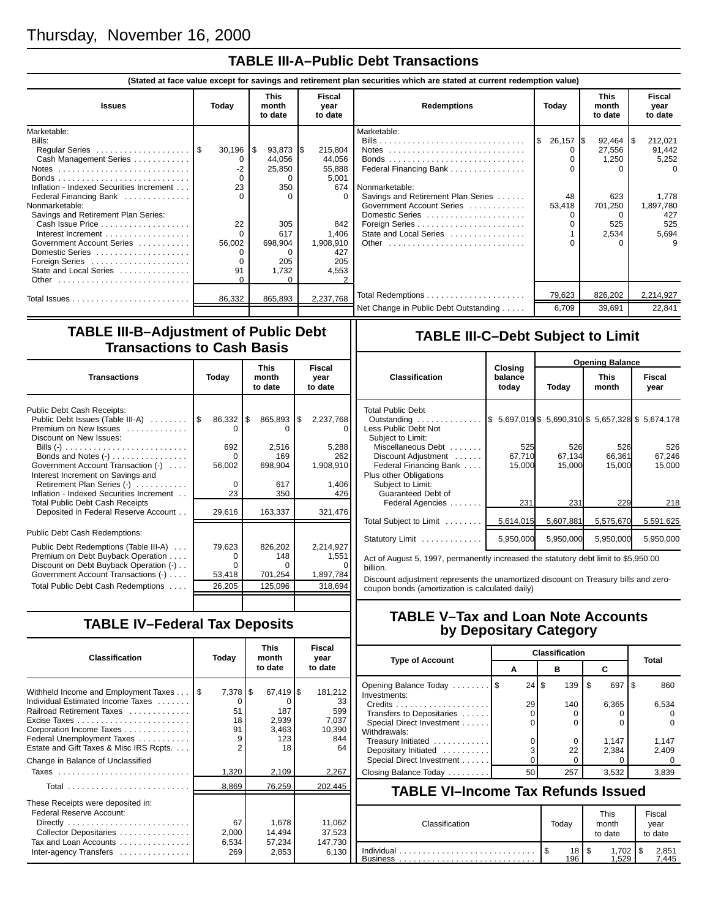Thursday, November 16, 2000

## TABLE III-A–Public Debt Transactions

(Stated at face value except for savings and retirement plan securities which are stated at current redemption value)

| Issues | Today | This month to date | Fiscal year to date |
|---|---|---|---|
| Marketable: | | | |
| Bills: | | | |
| Regular Series | $ 30,196 | $ 93,873 | $ 215,804 |
| Cash Management Series | 0 | 44,056 | 44,056 |
| Notes | -2 | 25,850 | 55,888 |
| Bonds | 0 | 0 | 5,001 |
| Inflation - Indexed Securities Increment | 23 | 350 | 674 |
| Federal Financing Bank | 0 | 0 | 0 |
| Nonmarketable: | | | |
| Savings and Retirement Plan Series: | | | |
| Cash Issue Price | 22 | 305 | 842 |
| Interest Increment | 0 | 617 | 1,406 |
| Government Account Series | 56,002 | 698,904 | 1,908,910 |
| Domestic Series | 0 | 0 | 427 |
| Foreign Series | 0 | 205 | 205 |
| State and Local Series | 91 | 1,732 | 4,553 |
| Other | 0 | 0 | 2 |
| Total Issues | 86,332 | 865,893 | 2,237,768 |

| Redemptions | Today | This month to date | Fiscal year to date |
|---|---|---|---|
| Marketable: | | | |
| Bills | $ 26,157 | $ 92,464 | $ 212,021 |
| Notes | 0 | 27,556 | 91,442 |
| Bonds | 0 | 1,250 | 5,252 |
| Federal Financing Bank | 0 | 0 | 0 |
| Nonmarketable: | | | |
| Savings and Retirement Plan Series | 48 | 623 | 1,778 |
| Government Account Series | 53,418 | 701,250 | 1,897,780 |
| Domestic Series | 0 | 0 | 427 |
| Foreign Series | 0 | 525 | 525 |
| State and Local Series | 1 | 2,534 | 5,694 |
| Other | 0 | 0 | 9 |
| Total Redemptions | 79,623 | 826,202 | 2,214,927 |
| Net Change in Public Debt Outstanding | 6,709 | 39,691 | 22,841 |

## TABLE III-B–Adjustment of Public Debt Transactions to Cash Basis

| Transactions | Today | This month to date | Fiscal year to date |
|---|---|---|---|
| Public Debt Cash Receipts: | | | |
| Public Debt Issues (Table III-A) | $ 86,332 | $ 865,893 | $ 2,237,768 |
| Premium on New Issues | 0 | 0 | 0 |
| Discount on New Issues: | | | |
| Bills (-) | 692 | 2,516 | 5,288 |
| Bonds and Notes (-) | 0 | 169 | 262 |
| Government Account Transaction (-) | 56,002 | 698,904 | 1,908,910 |
| Interest Increment on Savings and Retirement Plan Series (-) | 0 | 617 | 1,406 |
| Inflation - Indexed Securities Increment | 23 | 350 | 426 |
| Total Public Debt Cash Receipts Deposited in Federal Reserve Account | 29,616 | 163,337 | 321,476 |
| Public Debt Cash Redemptions: | | | |
| Public Debt Redemptions (Table III-A) | 79,623 | 826,202 | 2,214,927 |
| Premium on Debt Buyback Operation | 0 | 148 | 1,551 |
| Discount on Debt Buyback Operation (-) | 0 | 0 | 0 |
| Government Account Transactions (-) | 53,418 | 701,254 | 1,897,784 |
| Total Public Debt Cash Redemptions | 26,205 | 125,096 | 318,694 |

## TABLE III-C–Debt Subject to Limit

| Classification | Closing balance today | Opening Balance | | |
|---|---|---|---|---|
| | | Today | This month | Fiscal year |
| Total Public Debt Outstanding | $ 5,697,019 | $ 5,690,310 | $ 5,657,328 | $ 5,674,178 |
| Less Public Debt Not Subject to Limit: | | | | |
| Miscellaneous Debt | 525 | 526 | 526 | 526 |
| Discount Adjustment | 67,710 | 67,134 | 66,361 | 67,246 |
| Federal Financing Bank | 15,000 | 15,000 | 15,000 | 15,000 |
| Plus other Obligations Subject to Limit: | | | | |
| Guaranteed Debt of Federal Agencies | 231 | 231 | 229 | 218 |
| Total Subject to Limit | 5,614,015 | 5,607,881 | 5,575,670 | 5,591,625 |
| Statutory Limit | 5,950,000 | 5,950,000 | 5,950,000 | 5,950,000 |

Act of August 5, 1997, permanently increased the statutory debt limit to $5,950.00 billion.

Discount adjustment represents the unamortized discount on Treasury bills and zero-coupon bonds (amortization is calculated daily)

## TABLE IV–Federal Tax Deposits

| Classification | Today | This month to date | Fiscal year to date |
|---|---|---|---|
| Withheld Income and Employment Taxes | $ 7,378 | $ 67,419 | $ 181,212 |
| Individual Estimated Income Taxes | 0 | 0 | 33 |
| Railroad Retirement Taxes | 51 | 187 | 599 |
| Excise Taxes | 18 | 2,939 | 7,037 |
| Corporation Income Taxes | 91 | 3,463 | 10,390 |
| Federal Unemployment Taxes | 9 | 123 | 844 |
| Estate and Gift Taxes & Misc IRS Rcpts. | 2 | 18 | 64 |
| Change in Balance of Unclassified Taxes | 1,320 | 2,109 | 2,267 |
| Total | 8,869 | 76,259 | 202,445 |
| These Receipts were deposited in: | | | |
| Federal Reserve Account: | | | |
| Directly | 67 | 1,678 | 11,062 |
| Collector Depositaries | 2,000 | 14,494 | 37,523 |
| Tax and Loan Accounts | 6,534 | 57,234 | 147,730 |
| Inter-agency Transfers | 269 | 2,853 | 6,130 |

## TABLE V–Tax and Loan Note Accounts by Depositary Category

| Type of Account | Classification | | | Total |
|---|---|---|---|---|
| | A | B | C | |
| Opening Balance Today | $ 24 | $ 139 | $ 697 | $ 860 |
| Investments: | | | | |
| Credits | 29 | 140 | 6,365 | 6,534 |
| Transfers to Depositaries | 0 | 0 | 0 | 0 |
| Special Direct Investment | 0 | 0 | 0 | 0 |
| Withdrawals: | | | | |
| Treasury Initiated | 0 | 0 | 1,147 | 1,147 |
| Depositary Initiated | 3 | 22 | 2,384 | 2,409 |
| Special Direct Investment | 0 | 0 | 0 | 0 |
| Closing Balance Today | 50 | 257 | 3,532 | 3,839 |

## TABLE VI–Income Tax Refunds Issued

| Classification | Today | This month to date | Fiscal year to date |
|---|---|---|---|
| Individual | $ 18 | $ 1,702 | $ 2,851 |
| Business | 196 | 1,529 | 7,445 |